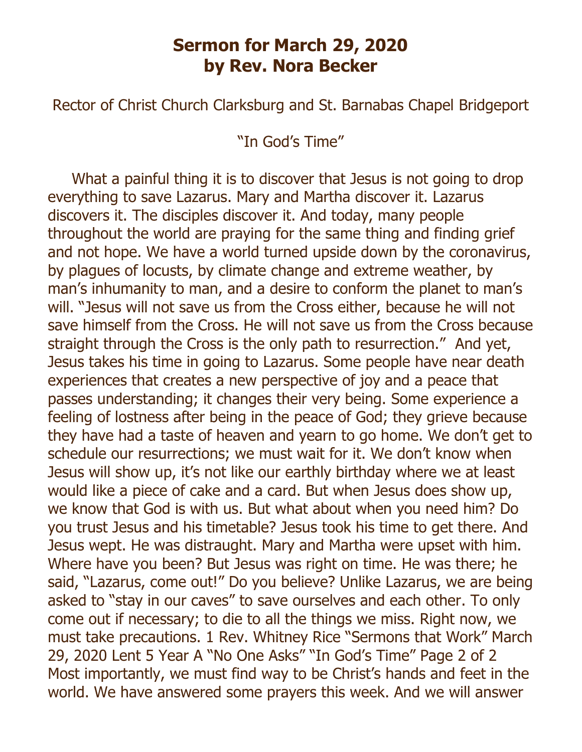# Sermon for March 29, 2020
# by Rev. Nora Becker

Rector of Christ Church Clarksburg and St. Barnabas Chapel Bridgeport

"In God's Time"

What a painful thing it is to discover that Jesus is not going to drop everything to save Lazarus. Mary and Martha discover it. Lazarus discovers it. The disciples discover it. And today, many people throughout the world are praying for the same thing and finding grief and not hope. We have a world turned upside down by the coronavirus, by plagues of locusts, by climate change and extreme weather, by man's inhumanity to man, and a desire to conform the planet to man's will. "Jesus will not save us from the Cross either, because he will not save himself from the Cross. He will not save us from the Cross because straight through the Cross is the only path to resurrection." And yet, Jesus takes his time in going to Lazarus. Some people have near death experiences that creates a new perspective of joy and a peace that passes understanding; it changes their very being. Some experience a feeling of lostness after being in the peace of God; they grieve because they have had a taste of heaven and yearn to go home. We don't get to schedule our resurrections; we must wait for it. We don't know when Jesus will show up, it's not like our earthly birthday where we at least would like a piece of cake and a card. But when Jesus does show up, we know that God is with us. But what about when you need him? Do you trust Jesus and his timetable? Jesus took his time to get there. And Jesus wept. He was distraught. Mary and Martha were upset with him. Where have you been? But Jesus was right on time. He was there; he said, "Lazarus, come out!" Do you believe? Unlike Lazarus, we are being asked to "stay in our caves" to save ourselves and each other. To only come out if necessary; to die to all the things we miss. Right now, we must take precautions. 1 Rev. Whitney Rice "Sermons that Work" March 29, 2020 Lent 5 Year A "No One Asks" Most importantly, we must find way to be Christ's hands and feet in the world. We have answered some prayers this week. And we will answer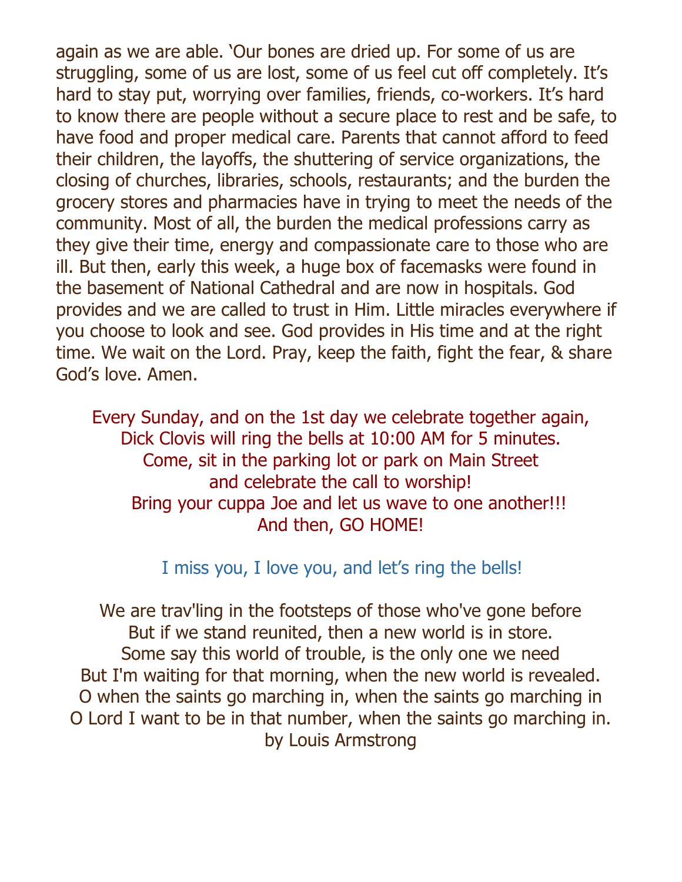again as we are able. 'Our bones are dried up. For some of us are struggling, some of us are lost, some of us feel cut off completely. It's hard to stay put, worrying over families, friends, co-workers. It's hard to know there are people without a secure place to rest and be safe, to have food and proper medical care. Parents that cannot afford to feed their children, the layoffs, the shuttering of service organizations, the closing of churches, libraries, schools, restaurants; and the burden the grocery stores and pharmacies have in trying to meet the needs of the community. Most of all, the burden the medical professions carry as they give their time, energy and compassionate care to those who are ill. But then, early this week, a huge box of facemasks were found in the basement of National Cathedral and are now in hospitals. God provides and we are called to trust in Him. Little miracles everywhere if you choose to look and see. God provides in His time and at the right time. We wait on the Lord. Pray, keep the faith, fight the fear, & share God's love. Amen.

Every Sunday, and on the 1st day we celebrate together again,
Dick Clovis will ring the bells at 10:00 AM for 5 minutes.
Come, sit in the parking lot or park on Main Street
and celebrate the call to worship!
Bring your cuppa Joe and let us wave to one another!!!
And then, GO HOME!

I miss you, I love you, and let's ring the bells!

We are trav'ling in the footsteps of those who've gone before
But if we stand reunited, then a new world is in store.
Some say this world of trouble, is the only one we need
But I'm waiting for that morning, when the new world is revealed.
O when the saints go marching in, when the saints go marching in
O Lord I want to be in that number, when the saints go marching in.
by Louis Armstrong